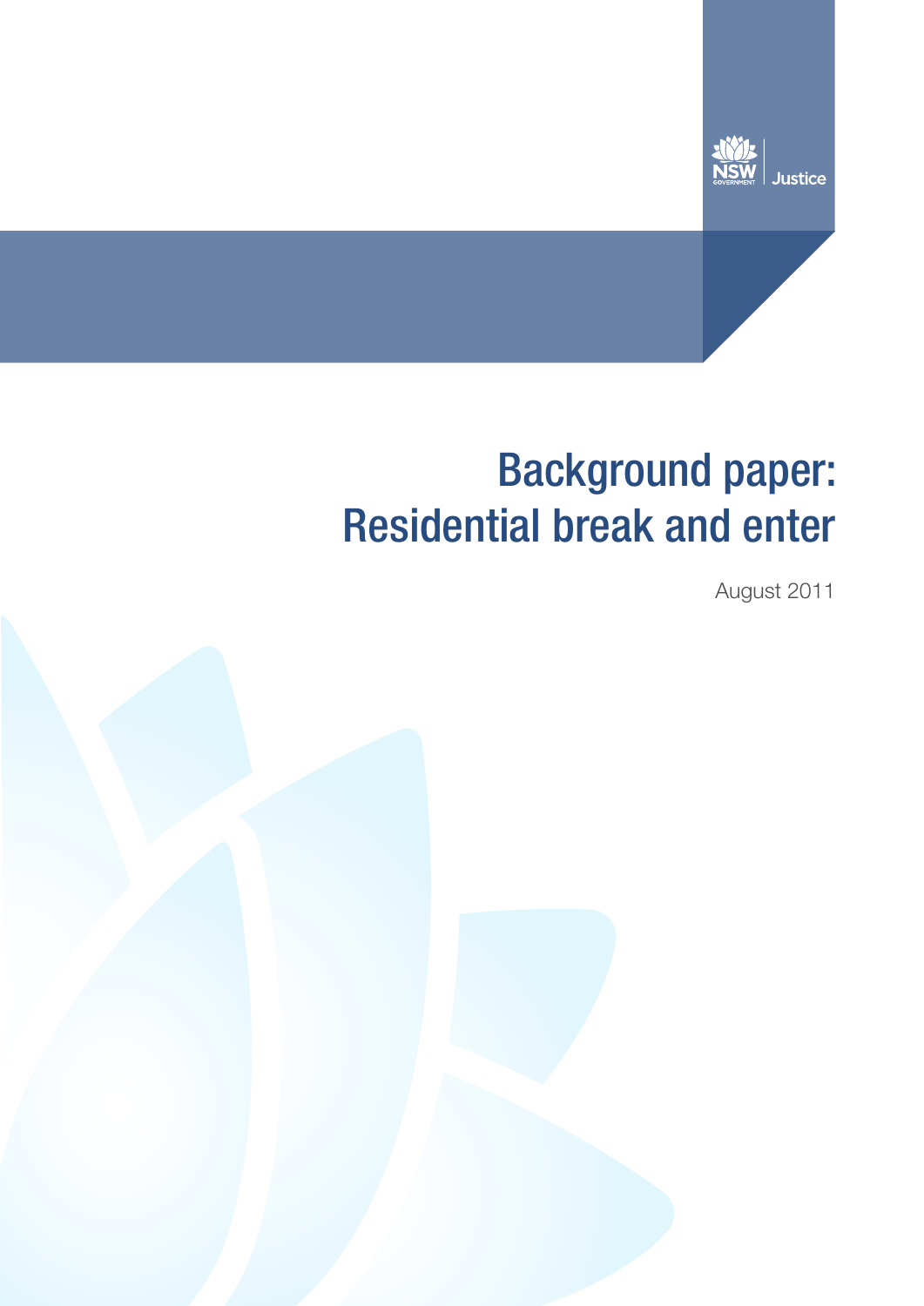NSW GOVERNMENT | Justice

# Background paper: Residential break and enter

August 2011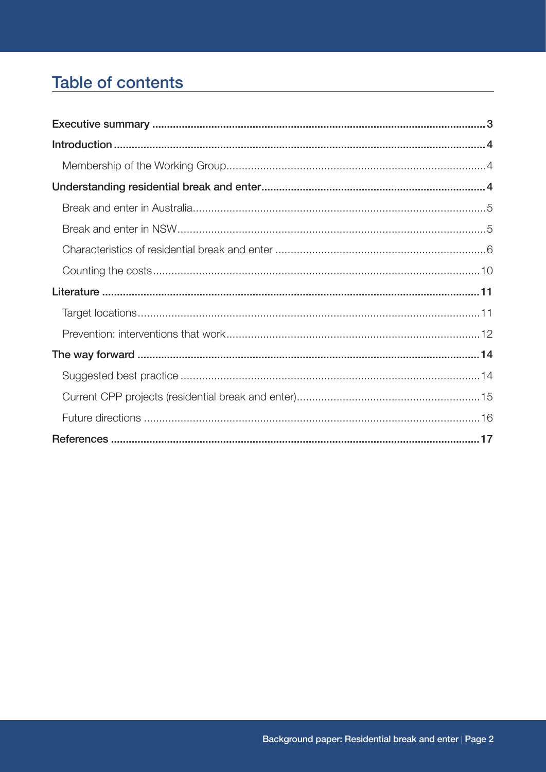# Table of contents

**Executive summary** .......... **3**

**Introduction** .......... **4**

Membership of the Working Group .......... 4

**Understanding residential break and enter** .......... **4**

Break and enter in Australia .......... 5

Break and enter in NSW .......... 5

Characteristics of residential break and enter .......... 6

Counting the costs .......... 10

**Literature** .......... **11**

Target locations .......... 11

Prevention: interventions that work .......... 12

**The way forward** .......... **14**

Suggested best practice .......... 14

Current CPP projects (residential break and enter) .......... 15

Future directions .......... 16

**References** .......... **17**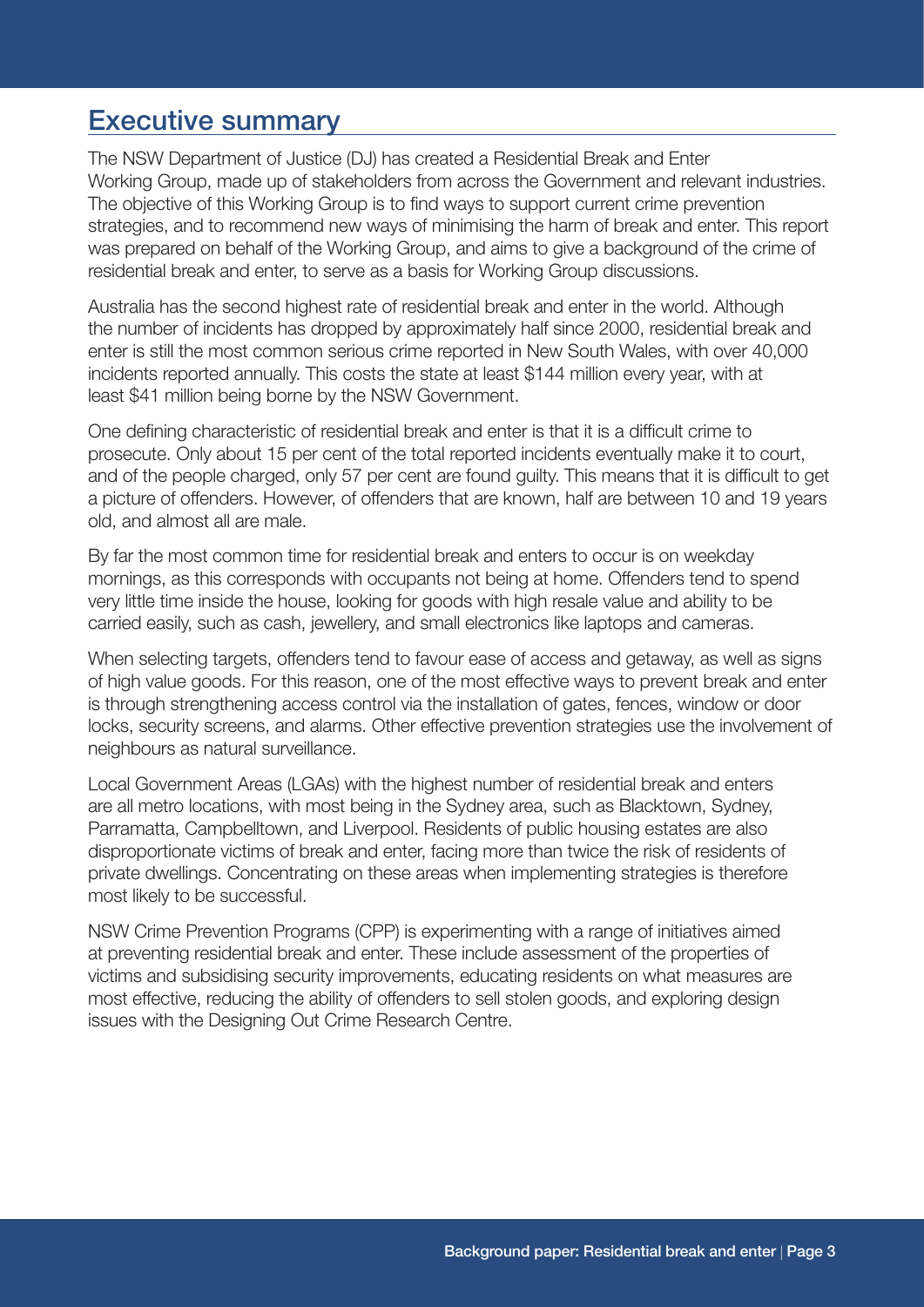## Executive summary

The NSW Department of Justice (DJ) has created a Residential Break and Enter Working Group, made up of stakeholders from across the Government and relevant industries. The objective of this Working Group is to find ways to support current crime prevention strategies, and to recommend new ways of minimising the harm of break and enter. This report was prepared on behalf of the Working Group, and aims to give a background of the crime of residential break and enter, to serve as a basis for Working Group discussions.

Australia has the second highest rate of residential break and enter in the world. Although the number of incidents has dropped by approximately half since 2000, residential break and enter is still the most common serious crime reported in New South Wales, with over 40,000 incidents reported annually. This costs the state at least $144 million every year, with at least $41 million being borne by the NSW Government.

One defining characteristic of residential break and enter is that it is a difficult crime to prosecute. Only about 15 per cent of the total reported incidents eventually make it to court, and of the people charged, only 57 per cent are found guilty. This means that it is difficult to get a picture of offenders. However, of offenders that are known, half are between 10 and 19 years old, and almost all are male.

By far the most common time for residential break and enters to occur is on weekday mornings, as this corresponds with occupants not being at home. Offenders tend to spend very little time inside the house, looking for goods with high resale value and ability to be carried easily, such as cash, jewellery, and small electronics like laptops and cameras.

When selecting targets, offenders tend to favour ease of access and getaway, as well as signs of high value goods. For this reason, one of the most effective ways to prevent break and enter is through strengthening access control via the installation of gates, fences, window or door locks, security screens, and alarms. Other effective prevention strategies use the involvement of neighbours as natural surveillance.

Local Government Areas (LGAs) with the highest number of residential break and enters are all metro locations, with most being in the Sydney area, such as Blacktown, Sydney, Parramatta, Campbelltown, and Liverpool. Residents of public housing estates are also disproportionate victims of break and enter, facing more than twice the risk of residents of private dwellings. Concentrating on these areas when implementing strategies is therefore most likely to be successful.

NSW Crime Prevention Programs (CPP) is experimenting with a range of initiatives aimed at preventing residential break and enter. These include assessment of the properties of victims and subsidising security improvements, educating residents on what measures are most effective, reducing the ability of offenders to sell stolen goods, and exploring design issues with the Designing Out Crime Research Centre.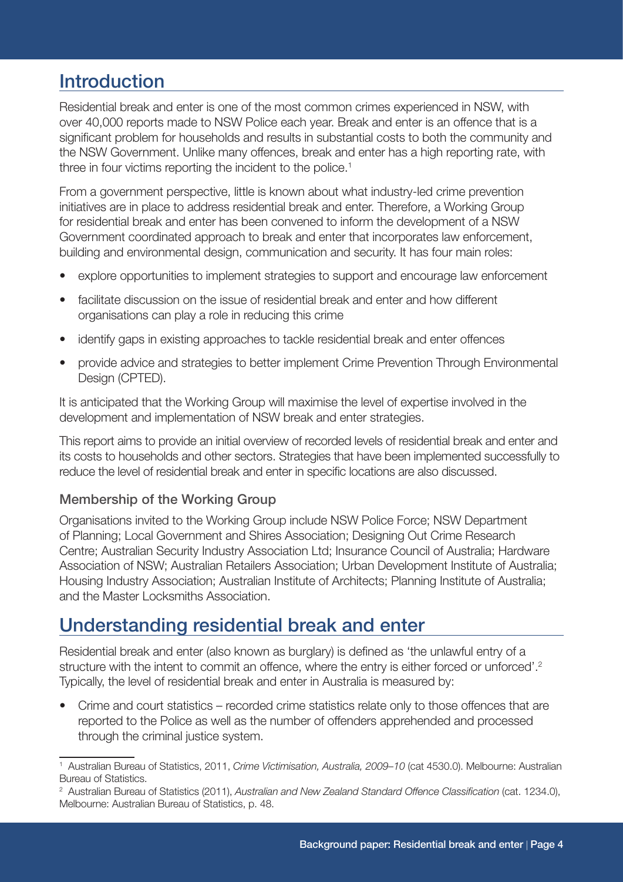## Introduction

Residential break and enter is one of the most common crimes experienced in NSW, with over 40,000 reports made to NSW Police each year. Break and enter is an offence that is a significant problem for households and results in substantial costs to both the community and the NSW Government. Unlike many offences, break and enter has a high reporting rate, with three in four victims reporting the incident to the police.[1]

From a government perspective, little is known about what industry-led crime prevention initiatives are in place to address residential break and enter. Therefore, a Working Group for residential break and enter has been convened to inform the development of a NSW Government coordinated approach to break and enter that incorporates law enforcement, building and environmental design, communication and security. It has four main roles:

- explore opportunities to implement strategies to support and encourage law enforcement
- facilitate discussion on the issue of residential break and enter and how different organisations can play a role in reducing this crime
- identify gaps in existing approaches to tackle residential break and enter offences
- provide advice and strategies to better implement Crime Prevention Through Environmental Design (CPTED).

It is anticipated that the Working Group will maximise the level of expertise involved in the development and implementation of NSW break and enter strategies.

This report aims to provide an initial overview of recorded levels of residential break and enter and its costs to households and other sectors. Strategies that have been implemented successfully to reduce the level of residential break and enter in specific locations are also discussed.

### Membership of the Working Group

Organisations invited to the Working Group include NSW Police Force; NSW Department of Planning; Local Government and Shires Association; Designing Out Crime Research Centre; Australian Security Industry Association Ltd; Insurance Council of Australia; Hardware Association of NSW; Australian Retailers Association; Urban Development Institute of Australia; Housing Industry Association; Australian Institute of Architects; Planning Institute of Australia; and the Master Locksmiths Association.

## Understanding residential break and enter

Residential break and enter (also known as burglary) is defined as 'the unlawful entry of a structure with the intent to commit an offence, where the entry is either forced or unforced'.[2] Typically, the level of residential break and enter in Australia is measured by:

- Crime and court statistics – recorded crime statistics relate only to those offences that are reported to the Police as well as the number of offenders apprehended and processed through the criminal justice system.

---

[1] Australian Bureau of Statistics, 2011, *Crime Victimisation, Australia, 2009–10* (cat 4530.0). Melbourne: Australian Bureau of Statistics.

[2] Australian Bureau of Statistics (2011), *Australian and New Zealand Standard Offence Classification* (cat. 1234.0), Melbourne: Australian Bureau of Statistics, p. 48.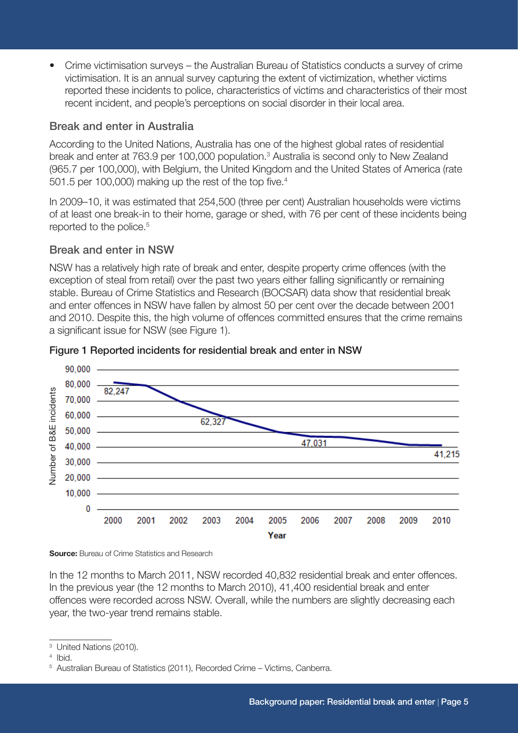- Crime victimisation surveys – the Australian Bureau of Statistics conducts a survey of crime victimisation. It is an annual survey capturing the extent of victimization, whether victims reported these incidents to police, characteristics of victims and characteristics of their most recent incident, and people's perceptions on social disorder in their local area.

## Break and enter in Australia

According to the United Nations, Australia has one of the highest global rates of residential break and enter at 763.9 per 100,000 population.[3] Australia is second only to New Zealand (965.7 per 100,000), with Belgium, the United Kingdom and the United States of America (rate 501.5 per 100,000) making up the rest of the top five.[4]

In 2009–10, it was estimated that 254,500 (three per cent) Australian households were victims of at least one break-in to their home, garage or shed, with 76 per cent of these incidents being reported to the police.[5]

## Break and enter in NSW

NSW has a relatively high rate of break and enter, despite property crime offences (with the exception of steal from retail) over the past two years either falling significantly or remaining stable. Bureau of Crime Statistics and Research (BOCSAR) data show that residential break and enter offences in NSW have fallen by almost 50 per cent over the decade between 2001 and 2010. Despite this, the high volume of offences committed ensures that the crime remains a significant issue for NSW (see Figure 1).

**Figure 1 Reported incidents for residential break and enter in NSW**

| Year | Number of B&E incidents |
|---|---|
| 2000 | 82,247 |
| 2003 | 62,327 |
| 2006 | 47,031 |
| 2010 | 41,215 |

**Source:** Bureau of Crime Statistics and Research

In the 12 months to March 2011, NSW recorded 40,832 residential break and enter offences. In the previous year (the 12 months to March 2010), 41,400 residential break and enter offences were recorded across NSW. Overall, while the numbers are slightly decreasing each year, the two-year trend remains stable.

---

[3] United Nations (2010).

[4] Ibid.

[5] Australian Bureau of Statistics (2011), Recorded Crime – Victims, Canberra.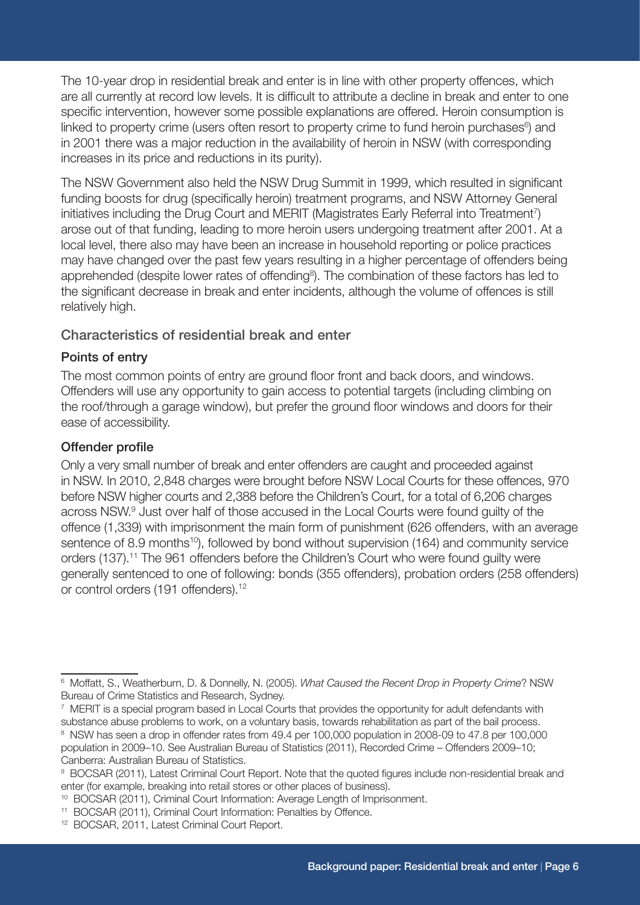The 10-year drop in residential break and enter is in line with other property offences, which are all currently at record low levels. It is difficult to attribute a decline in break and enter to one specific intervention, however some possible explanations are offered. Heroin consumption is linked to property crime (users often resort to property crime to fund heroin purchases[6]) and in 2001 there was a major reduction in the availability of heroin in NSW (with corresponding increases in its price and reductions in its purity).

The NSW Government also held the NSW Drug Summit in 1999, which resulted in significant funding boosts for drug (specifically heroin) treatment programs, and NSW Attorney General initiatives including the Drug Court and MERIT (Magistrates Early Referral into Treatment[7]) arose out of that funding, leading to more heroin users undergoing treatment after 2001. At a local level, there also may have been an increase in household reporting or police practices may have changed over the past few years resulting in a higher percentage of offenders being apprehended (despite lower rates of offending[8]). The combination of these factors has led to the significant decrease in break and enter incidents, although the volume of offences is still relatively high.

## Characteristics of residential break and enter

### Points of entry

The most common points of entry are ground floor front and back doors, and windows. Offenders will use any opportunity to gain access to potential targets (including climbing on the roof/through a garage window), but prefer the ground floor windows and doors for their ease of accessibility.

### Offender profile

Only a very small number of break and enter offenders are caught and proceeded against in NSW. In 2010, 2,848 charges were brought before NSW Local Courts for these offences, 970 before NSW higher courts and 2,388 before the Children's Court, for a total of 6,206 charges across NSW.[9] Just over half of those accused in the Local Courts were found guilty of the offence (1,339) with imprisonment the main form of punishment (626 offenders, with an average sentence of 8.9 months[10]), followed by bond without supervision (164) and community service orders (137).[11] The 961 offenders before the Children's Court who were found guilty were generally sentenced to one of following: bonds (355 offenders), probation orders (258 offenders) or control orders (191 offenders).[12]

---

[6] Moffatt, S., Weatherburn, D. & Donnelly, N. (2005). *What Caused the Recent Drop in Property Crime*? NSW Bureau of Crime Statistics and Research, Sydney.

[7] MERIT is a special program based in Local Courts that provides the opportunity for adult defendants with substance abuse problems to work, on a voluntary basis, towards rehabilitation as part of the bail process.

[8] NSW has seen a drop in offender rates from 49.4 per 100,000 population in 2008-09 to 47.8 per 100,000 population in 2009–10. See Australian Bureau of Statistics (2011), Recorded Crime – Offenders 2009–10; Canberra: Australian Bureau of Statistics.

[9] BOCSAR (2011), Latest Criminal Court Report. Note that the quoted figures include non-residential break and enter (for example, breaking into retail stores or other places of business).

[10] BOCSAR (2011), Criminal Court Information: Average Length of Imprisonment.

[11] BOCSAR (2011), Criminal Court Information: Penalties by Offence.

[12] BOCSAR, 2011, Latest Criminal Court Report.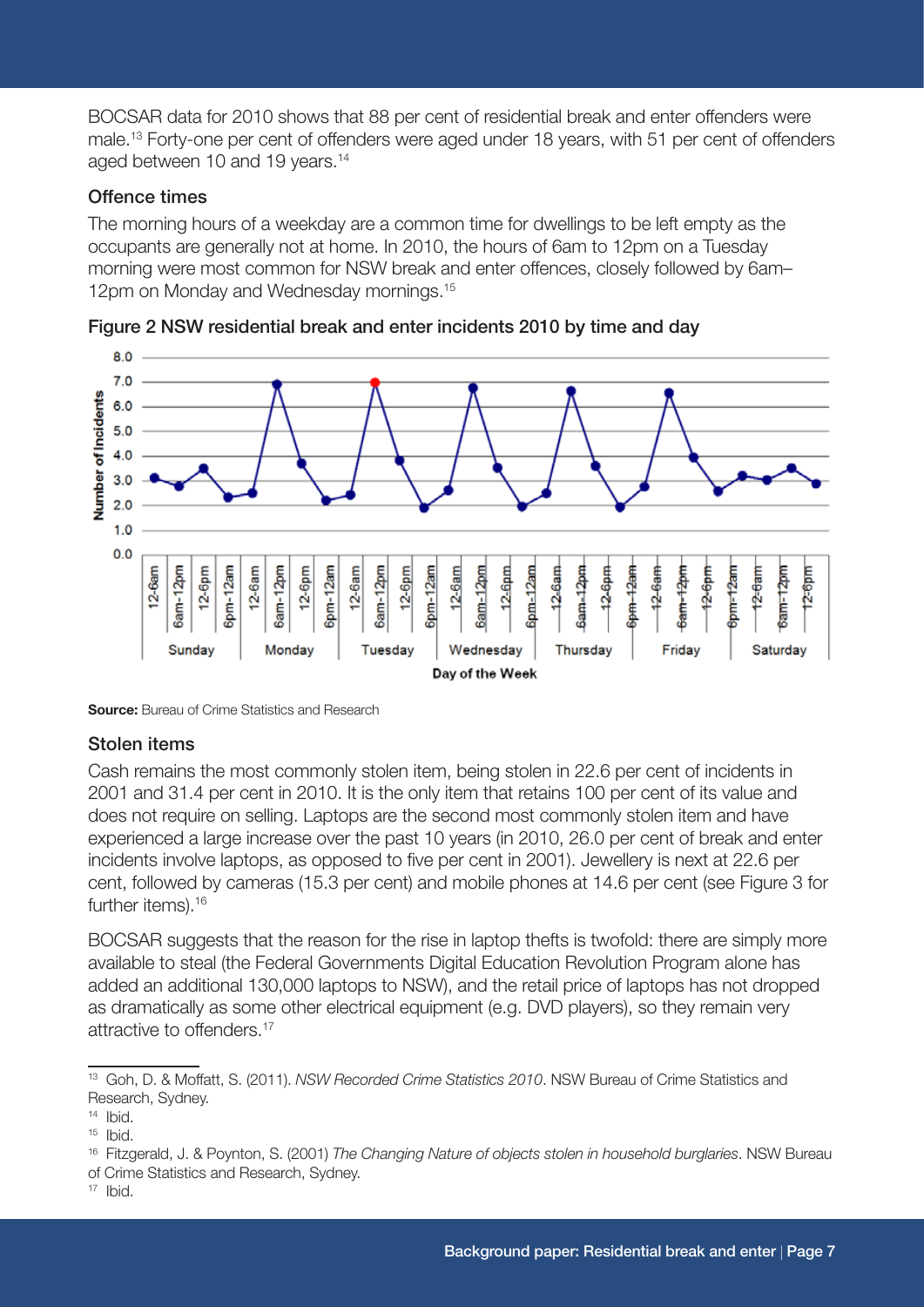BOCSAR data for 2010 shows that 88 per cent of residential break and enter offenders were male.[13] Forty-one per cent of offenders were aged under 18 years, with 51 per cent of offenders aged between 10 and 19 years.[14]

### Offence times

The morning hours of a weekday are a common time for dwellings to be left empty as the occupants are generally not at home. In 2010, the hours of 6am to 12pm on a Tuesday morning were most common for NSW break and enter offences, closely followed by 6am–12pm on Monday and Wednesday mornings.[15]

**Figure 2 NSW residential break and enter incidents 2010 by time and day**

**Source:** Bureau of Crime Statistics and Research

### Stolen items

Cash remains the most commonly stolen item, being stolen in 22.6 per cent of incidents in 2001 and 31.4 per cent in 2010. It is the only item that retains 100 per cent of its value and does not require on selling. Laptops are the second most commonly stolen item and have experienced a large increase over the past 10 years (in 2010, 26.0 per cent of break and enter incidents involve laptops, as opposed to five per cent in 2001). Jewellery is next at 22.6 per cent, followed by cameras (15.3 per cent) and mobile phones at 14.6 per cent (see Figure 3 for further items).[16]

BOCSAR suggests that the reason for the rise in laptop thefts is twofold: there are simply more available to steal (the Federal Governments Digital Education Revolution Program alone has added an additional 130,000 laptops to NSW), and the retail price of laptops has not dropped as dramatically as some other electrical equipment (e.g. DVD players), so they remain very attractive to offenders.[17]

---

[13] Goh, D. & Moffatt, S. (2011). *NSW Recorded Crime Statistics 2010*. NSW Bureau of Crime Statistics and Research, Sydney.

[14] Ibid.

[15] Ibid.

[16] Fitzgerald, J. & Poynton, S. (2001) *The Changing Nature of objects stolen in household burglaries*. NSW Bureau of Crime Statistics and Research, Sydney.

[17] Ibid.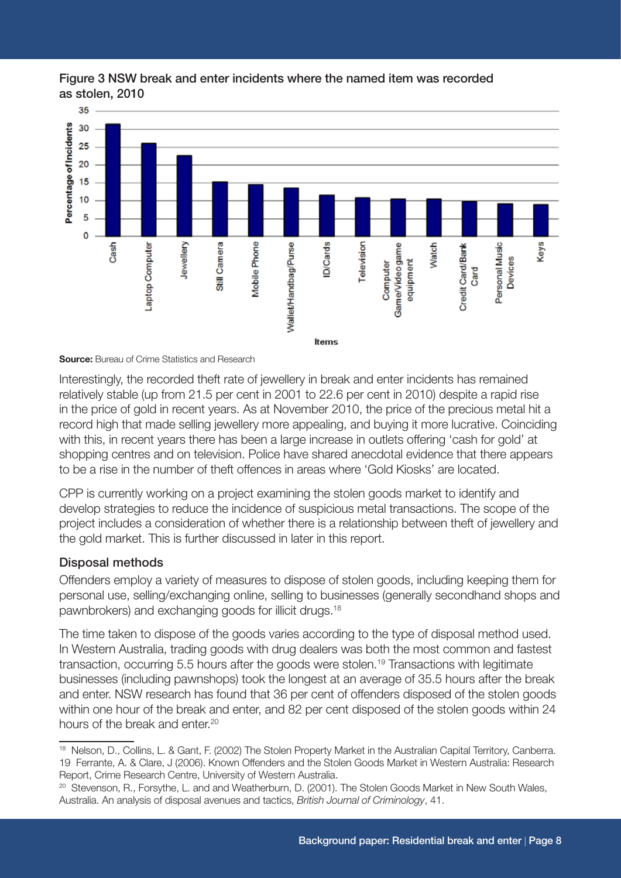**Figure 3 NSW break and enter incidents where the named item was recorded as stolen, 2010**

**Source:** Bureau of Crime Statistics and Research

Interestingly, the recorded theft rate of jewellery in break and enter incidents has remained relatively stable (up from 21.5 per cent in 2001 to 22.6 per cent in 2010) despite a rapid rise in the price of gold in recent years. As at November 2010, the price of the precious metal hit a record high that made selling jewellery more appealing, and buying it more lucrative. Coinciding with this, in recent years there has been a large increase in outlets offering 'cash for gold' at shopping centres and on television. Police have shared anecdotal evidence that there appears to be a rise in the number of theft offences in areas where 'Gold Kiosks' are located.

CPP is currently working on a project examining the stolen goods market to identify and develop strategies to reduce the incidence of suspicious metal transactions. The scope of the project includes a consideration of whether there is a relationship between theft of jewellery and the gold market. This is further discussed in later in this report.

### Disposal methods

Offenders employ a variety of measures to dispose of stolen goods, including keeping them for personal use, selling/exchanging online, selling to businesses (generally secondhand shops and pawnbrokers) and exchanging goods for illicit drugs.[18]

The time taken to dispose of the goods varies according to the type of disposal method used. In Western Australia, trading goods with drug dealers was both the most common and fastest transaction, occurring 5.5 hours after the goods were stolen.[19] Transactions with legitimate businesses (including pawnshops) took the longest at an average of 35.5 hours after the break and enter. NSW research has found that 36 per cent of offenders disposed of the stolen goods within one hour of the break and enter, and 82 per cent disposed of the stolen goods within 24 hours of the break and enter.[20]

---

[18] Nelson, D., Collins, L. & Gant, F. (2002) The Stolen Property Market in the Australian Capital Territory, Canberra.

19 Ferrante, A. & Clare, J (2006). Known Offenders and the Stolen Goods Market in Western Australia: Research Report, Crime Research Centre, University of Western Australia.

[20] Stevenson, R., Forsythe, L. and and Weatherburn, D. (2001). The Stolen Goods Market in New South Wales, Australia. An analysis of disposal avenues and tactics, *British Journal of Criminology*, 41.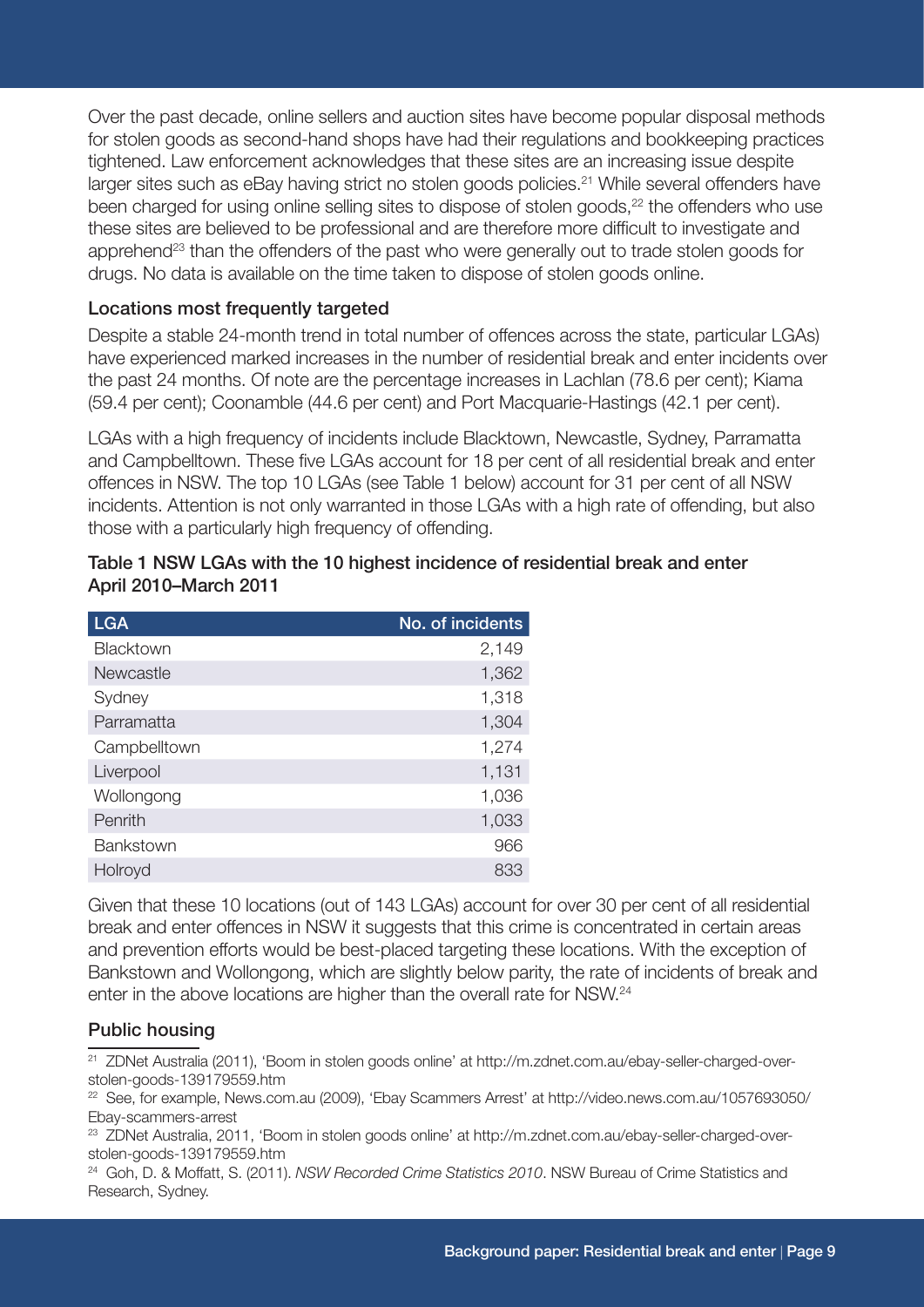Over the past decade, online sellers and auction sites have become popular disposal methods for stolen goods as second-hand shops have had their regulations and bookkeeping practices tightened. Law enforcement acknowledges that these sites are an increasing issue despite larger sites such as eBay having strict no stolen goods policies.[21] While several offenders have been charged for using online selling sites to dispose of stolen goods,[22] the offenders who use these sites are believed to be professional and are therefore more difficult to investigate and apprehend[23] than the offenders of the past who were generally out to trade stolen goods for drugs. No data is available on the time taken to dispose of stolen goods online.

### Locations most frequently targeted

Despite a stable 24-month trend in total number of offences across the state, particular LGAs) have experienced marked increases in the number of residential break and enter incidents over the past 24 months. Of note are the percentage increases in Lachlan (78.6 per cent); Kiama (59.4 per cent); Coonamble (44.6 per cent) and Port Macquarie-Hastings (42.1 per cent).

LGAs with a high frequency of incidents include Blacktown, Newcastle, Sydney, Parramatta and Campbelltown. These five LGAs account for 18 per cent of all residential break and enter offences in NSW. The top 10 LGAs (see Table 1 below) account for 31 per cent of all NSW incidents. Attention is not only warranted in those LGAs with a high rate of offending, but also those with a particularly high frequency of offending.

**Table 1 NSW LGAs with the 10 highest incidence of residential break and enter April 2010–March 2011**

| LGA | No. of incidents |
|---|---:|
| Blacktown | 2,149 |
| Newcastle | 1,362 |
| Sydney | 1,318 |
| Parramatta | 1,304 |
| Campbelltown | 1,274 |
| Liverpool | 1,131 |
| Wollongong | 1,036 |
| Penrith | 1,033 |
| Bankstown | 966 |
| Holroyd | 833 |

Given that these 10 locations (out of 143 LGAs) account for over 30 per cent of all residential break and enter offences in NSW it suggests that this crime is concentrated in certain areas and prevention efforts would be best-placed targeting these locations. With the exception of Bankstown and Wollongong, which are slightly below parity, the rate of incidents of break and enter in the above locations are higher than the overall rate for NSW.[24]

### Public housing

[21] ZDNet Australia (2011), 'Boom in stolen goods online' at http://m.zdnet.com.au/ebay-seller-charged-over-stolen-goods-139179559.htm

[22] See, for example, News.com.au (2009), 'Ebay Scammers Arrest' at http://video.news.com.au/1057693050/Ebay-scammers-arrest

[23] ZDNet Australia, 2011, 'Boom in stolen goods online' at http://m.zdnet.com.au/ebay-seller-charged-over-stolen-goods-139179559.htm

[24] Goh, D. & Moffatt, S. (2011). *NSW Recorded Crime Statistics 2010*. NSW Bureau of Crime Statistics and Research, Sydney.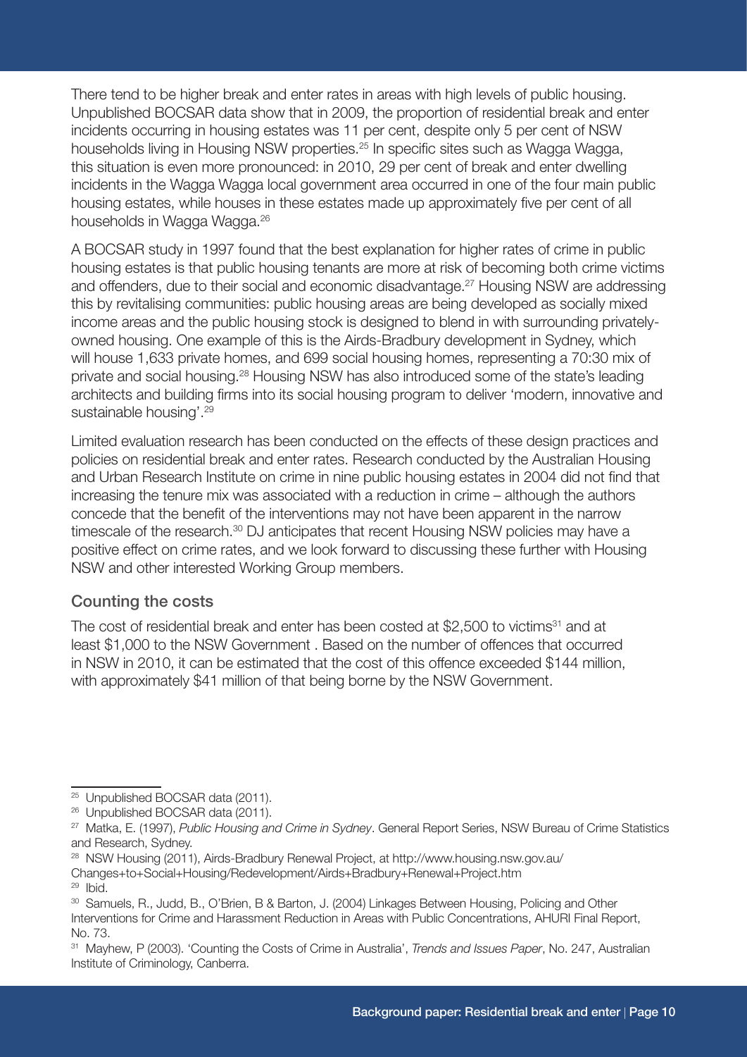There tend to be higher break and enter rates in areas with high levels of public housing. Unpublished BOCSAR data show that in 2009, the proportion of residential break and enter incidents occurring in housing estates was 11 per cent, despite only 5 per cent of NSW households living in Housing NSW properties.[25] In specific sites such as Wagga Wagga, this situation is even more pronounced: in 2010, 29 per cent of break and enter dwelling incidents in the Wagga Wagga local government area occurred in one of the four main public housing estates, while houses in these estates made up approximately five per cent of all households in Wagga Wagga.[26]

A BOCSAR study in 1997 found that the best explanation for higher rates of crime in public housing estates is that public housing tenants are more at risk of becoming both crime victims and offenders, due to their social and economic disadvantage.[27] Housing NSW are addressing this by revitalising communities: public housing areas are being developed as socially mixed income areas and the public housing stock is designed to blend in with surrounding privately-owned housing. One example of this is the Airds-Bradbury development in Sydney, which will house 1,633 private homes, and 699 social housing homes, representing a 70:30 mix of private and social housing.[28] Housing NSW has also introduced some of the state's leading architects and building firms into its social housing program to deliver 'modern, innovative and sustainable housing'.[29]

Limited evaluation research has been conducted on the effects of these design practices and policies on residential break and enter rates. Research conducted by the Australian Housing and Urban Research Institute on crime in nine public housing estates in 2004 did not find that increasing the tenure mix was associated with a reduction in crime – although the authors concede that the benefit of the interventions may not have been apparent in the narrow timescale of the research.[30] DJ anticipates that recent Housing NSW policies may have a positive effect on crime rates, and we look forward to discussing these further with Housing NSW and other interested Working Group members.

## Counting the costs

The cost of residential break and enter has been costed at $2,500 to victims[31] and at least $1,000 to the NSW Government . Based on the number of offences that occurred in NSW in 2010, it can be estimated that the cost of this offence exceeded $144 million, with approximately $41 million of that being borne by the NSW Government.

---

[25] Unpublished BOCSAR data (2011).

[26] Unpublished BOCSAR data (2011).

[27] Matka, E. (1997), *Public Housing and Crime in Sydney*. General Report Series, NSW Bureau of Crime Statistics and Research, Sydney.

[28] NSW Housing (2011), Airds-Bradbury Renewal Project, at http://www.housing.nsw.gov.au/Changes+to+Social+Housing/Redevelopment/Airds+Bradbury+Renewal+Project.htm

[29] Ibid.

[30] Samuels, R., Judd, B., O'Brien, B & Barton, J. (2004) Linkages Between Housing, Policing and Other Interventions for Crime and Harassment Reduction in Areas with Public Concentrations, AHURI Final Report, No. 73.

[31] Mayhew, P (2003). 'Counting the Costs of Crime in Australia', *Trends and Issues Paper*, No. 247, Australian Institute of Criminology, Canberra.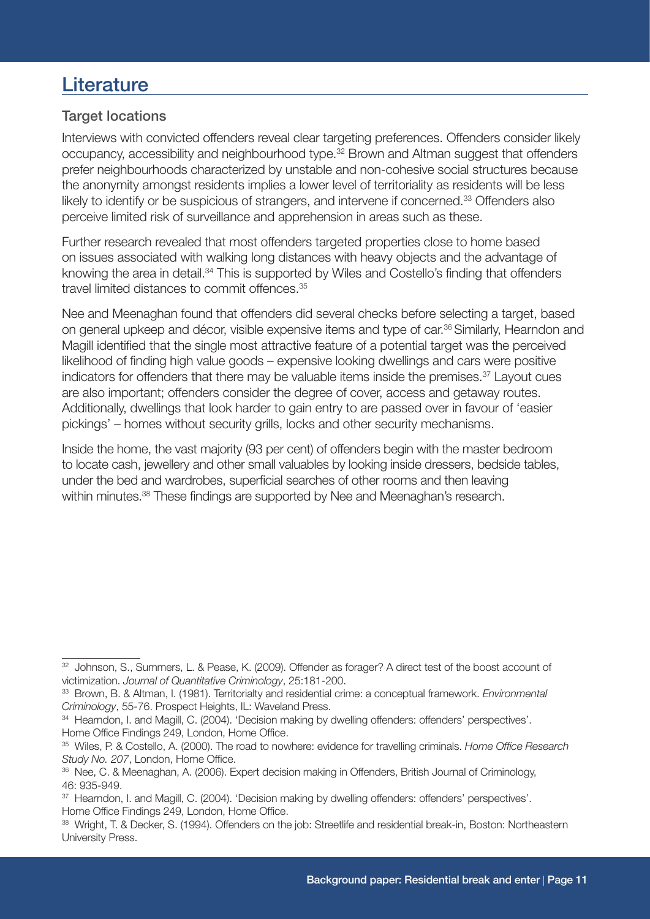## Literature

### Target locations

Interviews with convicted offenders reveal clear targeting preferences. Offenders consider likely occupancy, accessibility and neighbourhood type.[32] Brown and Altman suggest that offenders prefer neighbourhoods characterized by unstable and non-cohesive social structures because the anonymity amongst residents implies a lower level of territoriality as residents will be less likely to identify or be suspicious of strangers, and intervene if concerned.[33] Offenders also perceive limited risk of surveillance and apprehension in areas such as these.

Further research revealed that most offenders targeted properties close to home based on issues associated with walking long distances with heavy objects and the advantage of knowing the area in detail.[34] This is supported by Wiles and Costello's finding that offenders travel limited distances to commit offences.[35]

Nee and Meenaghan found that offenders did several checks before selecting a target, based on general upkeep and décor, visible expensive items and type of car.[36] Similarly, Hearndon and Magill identified that the single most attractive feature of a potential target was the perceived likelihood of finding high value goods – expensive looking dwellings and cars were positive indicators for offenders that there may be valuable items inside the premises.[37] Layout cues are also important; offenders consider the degree of cover, access and getaway routes. Additionally, dwellings that look harder to gain entry to are passed over in favour of 'easier pickings' – homes without security grills, locks and other security mechanisms.

Inside the home, the vast majority (93 per cent) of offenders begin with the master bedroom to locate cash, jewellery and other small valuables by looking inside dressers, bedside tables, under the bed and wardrobes, superficial searches of other rooms and then leaving within minutes.[38] These findings are supported by Nee and Meenaghan's research.

---

[32] Johnson, S., Summers, L. & Pease, K. (2009). Offender as forager? A direct test of the boost account of victimization. *Journal of Quantitative Criminology*, 25:181-200.

[33] Brown, B. & Altman, I. (1981). Territorialty and residential crime: a conceptual framework. *Environmental Criminology*, 55-76. Prospect Heights, IL: Waveland Press.

[34] Hearndon, I. and Magill, C. (2004). 'Decision making by dwelling offenders: offenders' perspectives'. Home Office Findings 249, London, Home Office.

[35] Wiles, P. & Costello, A. (2000). The road to nowhere: evidence for travelling criminals. *Home Office Research Study No. 207*, London, Home Office.

[36] Nee, C. & Meenaghan, A. (2006). Expert decision making in Offenders, British Journal of Criminology, 46: 935-949.

[37] Hearndon, I. and Magill, C. (2004). 'Decision making by dwelling offenders: offenders' perspectives'. Home Office Findings 249, London, Home Office.

[38] Wright, T. & Decker, S. (1994). Offenders on the job: Streetlife and residential break-in, Boston: Northeastern University Press.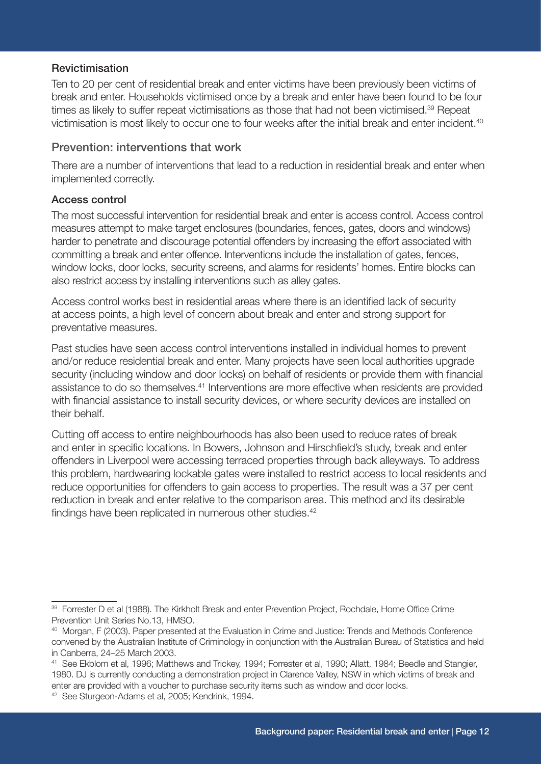### Revictimisation

Ten to 20 per cent of residential break and enter victims have been previously been victims of break and enter. Households victimised once by a break and enter have been found to be four times as likely to suffer repeat victimisations as those that had not been victimised.[39] Repeat victimisation is most likely to occur one to four weeks after the initial break and enter incident.[40]

## Prevention: interventions that work

There are a number of interventions that lead to a reduction in residential break and enter when implemented correctly.

### Access control

The most successful intervention for residential break and enter is access control. Access control measures attempt to make target enclosures (boundaries, fences, gates, doors and windows) harder to penetrate and discourage potential offenders by increasing the effort associated with committing a break and enter offence. Interventions include the installation of gates, fences, window locks, door locks, security screens, and alarms for residents' homes. Entire blocks can also restrict access by installing interventions such as alley gates.

Access control works best in residential areas where there is an identified lack of security at access points, a high level of concern about break and enter and strong support for preventative measures.

Past studies have seen access control interventions installed in individual homes to prevent and/or reduce residential break and enter. Many projects have seen local authorities upgrade security (including window and door locks) on behalf of residents or provide them with financial assistance to do so themselves.[41] Interventions are more effective when residents are provided with financial assistance to install security devices, or where security devices are installed on their behalf.

Cutting off access to entire neighbourhoods has also been used to reduce rates of break and enter in specific locations. In Bowers, Johnson and Hirschfield's study, break and enter offenders in Liverpool were accessing terraced properties through back alleyways. To address this problem, hardwearing lockable gates were installed to restrict access to local residents and reduce opportunities for offenders to gain access to properties. The result was a 37 per cent reduction in break and enter relative to the comparison area. This method and its desirable findings have been replicated in numerous other studies.[42]

---

[39] Forrester D et al (1988). The Kirkholt Break and enter Prevention Project, Rochdale, Home Office Crime Prevention Unit Series No.13, HMSO.

[40] Morgan, F (2003). Paper presented at the Evaluation in Crime and Justice: Trends and Methods Conference convened by the Australian Institute of Criminology in conjunction with the Australian Bureau of Statistics and held in Canberra, 24–25 March 2003.

[41] See Ekblom et al, 1996; Matthews and Trickey, 1994; Forrester et al, 1990; Allatt, 1984; Beedle and Stangier, 1980. DJ is currently conducting a demonstration project in Clarence Valley, NSW in which victims of break and enter are provided with a voucher to purchase security items such as window and door locks.

[42] See Sturgeon-Adams et al, 2005; Kendrink, 1994.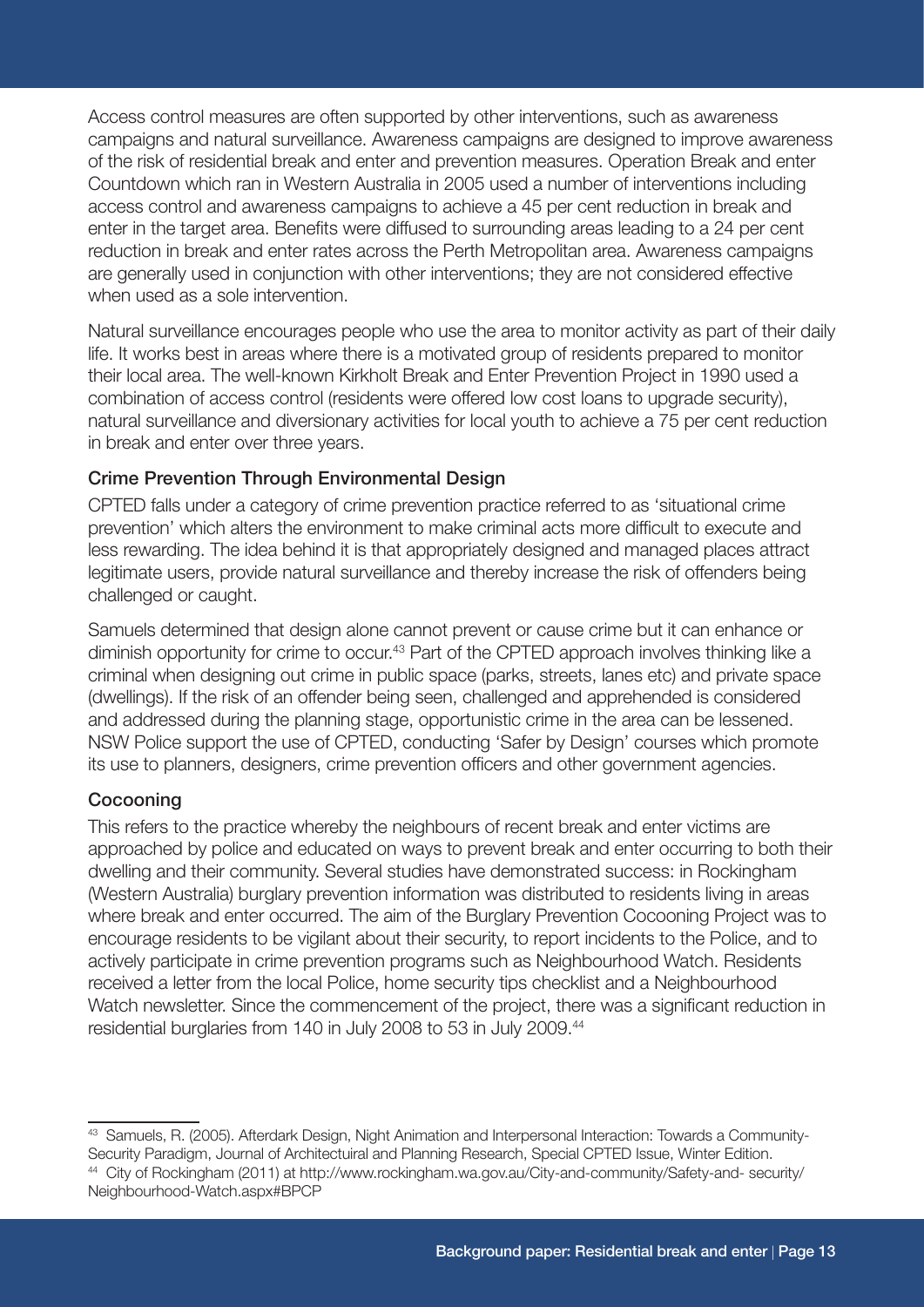Access control measures are often supported by other interventions, such as awareness campaigns and natural surveillance. Awareness campaigns are designed to improve awareness of the risk of residential break and enter and prevention measures. Operation Break and enter Countdown which ran in Western Australia in 2005 used a number of interventions including access control and awareness campaigns to achieve a 45 per cent reduction in break and enter in the target area. Benefits were diffused to surrounding areas leading to a 24 per cent reduction in break and enter rates across the Perth Metropolitan area. Awareness campaigns are generally used in conjunction with other interventions; they are not considered effective when used as a sole intervention.

Natural surveillance encourages people who use the area to monitor activity as part of their daily life. It works best in areas where there is a motivated group of residents prepared to monitor their local area. The well-known Kirkholt Break and Enter Prevention Project in 1990 used a combination of access control (residents were offered low cost loans to upgrade security), natural surveillance and diversionary activities for local youth to achieve a 75 per cent reduction in break and enter over three years.

### Crime Prevention Through Environmental Design

CPTED falls under a category of crime prevention practice referred to as 'situational crime prevention' which alters the environment to make criminal acts more difficult to execute and less rewarding. The idea behind it is that appropriately designed and managed places attract legitimate users, provide natural surveillance and thereby increase the risk of offenders being challenged or caught.

Samuels determined that design alone cannot prevent or cause crime but it can enhance or diminish opportunity for crime to occur.[43] Part of the CPTED approach involves thinking like a criminal when designing out crime in public space (parks, streets, lanes etc) and private space (dwellings). If the risk of an offender being seen, challenged and apprehended is considered and addressed during the planning stage, opportunistic crime in the area can be lessened. NSW Police support the use of CPTED, conducting 'Safer by Design' courses which promote its use to planners, designers, crime prevention officers and other government agencies.

### Cocooning

This refers to the practice whereby the neighbours of recent break and enter victims are approached by police and educated on ways to prevent break and enter occurring to both their dwelling and their community. Several studies have demonstrated success: in Rockingham (Western Australia) burglary prevention information was distributed to residents living in areas where break and enter occurred. The aim of the Burglary Prevention Cocooning Project was to encourage residents to be vigilant about their security, to report incidents to the Police, and to actively participate in crime prevention programs such as Neighbourhood Watch. Residents received a letter from the local Police, home security tips checklist and a Neighbourhood Watch newsletter. Since the commencement of the project, there was a significant reduction in residential burglaries from 140 in July 2008 to 53 in July 2009.[44]

---

[43] Samuels, R. (2005). Afterdark Design, Night Animation and Interpersonal Interaction: Towards a Community-Security Paradigm, Journal of Architectuiral and Planning Research, Special CPTED Issue, Winter Edition.

[44] City of Rockingham (2011) at http://www.rockingham.wa.gov.au/City-and-community/Safety-and- security/Neighbourhood-Watch.aspx#BPCP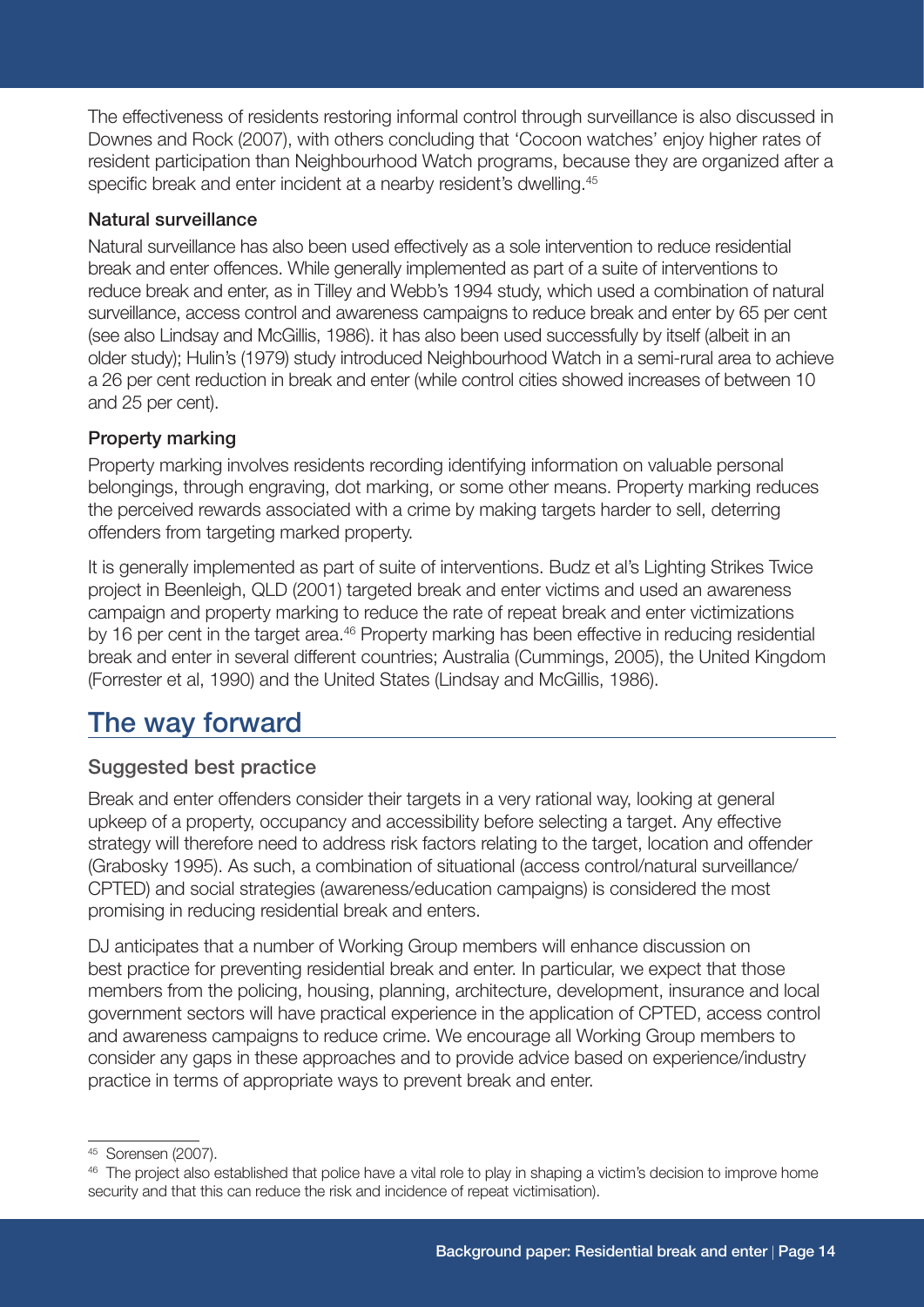The effectiveness of residents restoring informal control through surveillance is also discussed in Downes and Rock (2007), with others concluding that 'Cocoon watches' enjoy higher rates of resident participation than Neighbourhood Watch programs, because they are organized after a specific break and enter incident at a nearby resident's dwelling.[45]

#### Natural surveillance

Natural surveillance has also been used effectively as a sole intervention to reduce residential break and enter offences. While generally implemented as part of a suite of interventions to reduce break and enter, as in Tilley and Webb's 1994 study, which used a combination of natural surveillance, access control and awareness campaigns to reduce break and enter by 65 per cent (see also Lindsay and McGillis, 1986). it has also been used successfully by itself (albeit in an older study); Hulin's (1979) study introduced Neighbourhood Watch in a semi-rural area to achieve a 26 per cent reduction in break and enter (while control cities showed increases of between 10 and 25 per cent).

#### Property marking

Property marking involves residents recording identifying information on valuable personal belongings, through engraving, dot marking, or some other means. Property marking reduces the perceived rewards associated with a crime by making targets harder to sell, deterring offenders from targeting marked property.

It is generally implemented as part of suite of interventions. Budz et al's Lighting Strikes Twice project in Beenleigh, QLD (2001) targeted break and enter victims and used an awareness campaign and property marking to reduce the rate of repeat break and enter victimizations by 16 per cent in the target area.[46] Property marking has been effective in reducing residential break and enter in several different countries; Australia (Cummings, 2005), the United Kingdom (Forrester et al, 1990) and the United States (Lindsay and McGillis, 1986).

## The way forward

### Suggested best practice

Break and enter offenders consider their targets in a very rational way, looking at general upkeep of a property, occupancy and accessibility before selecting a target. Any effective strategy will therefore need to address risk factors relating to the target, location and offender (Grabosky 1995). As such, a combination of situational (access control/natural surveillance/CPTED) and social strategies (awareness/education campaigns) is considered the most promising in reducing residential break and enters.

DJ anticipates that a number of Working Group members will enhance discussion on best practice for preventing residential break and enter. In particular, we expect that those members from the policing, housing, planning, architecture, development, insurance and local government sectors will have practical experience in the application of CPTED, access control and awareness campaigns to reduce crime. We encourage all Working Group members to consider any gaps in these approaches and to provide advice based on experience/industry practice in terms of appropriate ways to prevent break and enter.

---

[45] Sorensen (2007).

[46] The project also established that police have a vital role to play in shaping a victim's decision to improve home security and that this can reduce the risk and incidence of repeat victimisation).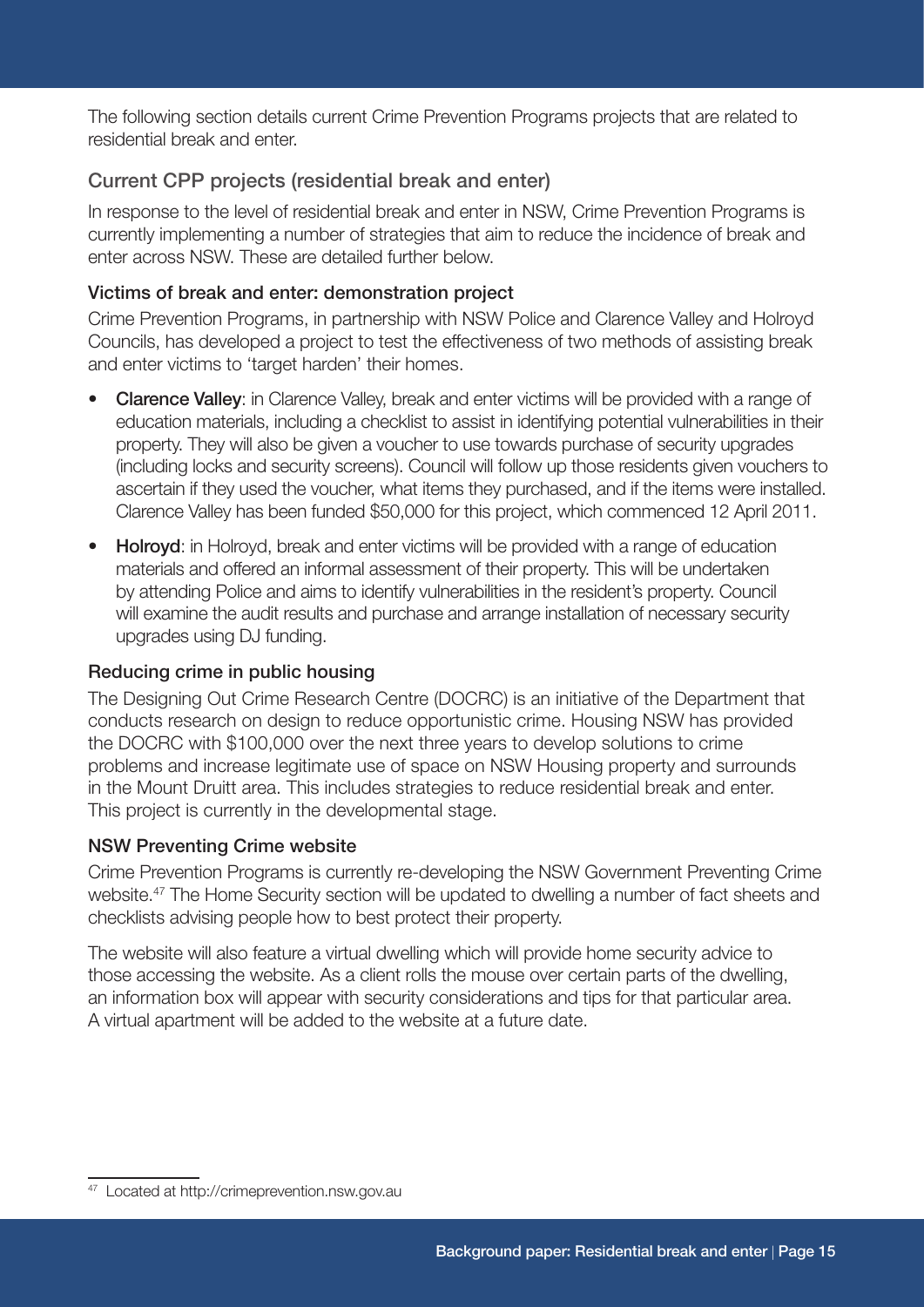The following section details current Crime Prevention Programs projects that are related to residential break and enter.

## Current CPP projects (residential break and enter)

In response to the level of residential break and enter in NSW, Crime Prevention Programs is currently implementing a number of strategies that aim to reduce the incidence of break and enter across NSW. These are detailed further below.

### Victims of break and enter: demonstration project

Crime Prevention Programs, in partnership with NSW Police and Clarence Valley and Holroyd Councils, has developed a project to test the effectiveness of two methods of assisting break and enter victims to 'target harden' their homes.

- **Clarence Valley**: in Clarence Valley, break and enter victims will be provided with a range of education materials, including a checklist to assist in identifying potential vulnerabilities in their property. They will also be given a voucher to use towards purchase of security upgrades (including locks and security screens). Council will follow up those residents given vouchers to ascertain if they used the voucher, what items they purchased, and if the items were installed. Clarence Valley has been funded $50,000 for this project, which commenced 12 April 2011.
- **Holroyd**: in Holroyd, break and enter victims will be provided with a range of education materials and offered an informal assessment of their property. This will be undertaken by attending Police and aims to identify vulnerabilities in the resident's property. Council will examine the audit results and purchase and arrange installation of necessary security upgrades using DJ funding.

### Reducing crime in public housing

The Designing Out Crime Research Centre (DOCRC) is an initiative of the Department that conducts research on design to reduce opportunistic crime. Housing NSW has provided the DOCRC with $100,000 over the next three years to develop solutions to crime problems and increase legitimate use of space on NSW Housing property and surrounds in the Mount Druitt area. This includes strategies to reduce residential break and enter. This project is currently in the developmental stage.

### NSW Preventing Crime website

Crime Prevention Programs is currently re-developing the NSW Government Preventing Crime website.[47] The Home Security section will be updated to dwelling a number of fact sheets and checklists advising people how to best protect their property.

The website will also feature a virtual dwelling which will provide home security advice to those accessing the website. As a client rolls the mouse over certain parts of the dwelling, an information box will appear with security considerations and tips for that particular area. A virtual apartment will be added to the website at a future date.

---

[47] Located at http://crimeprevention.nsw.gov.au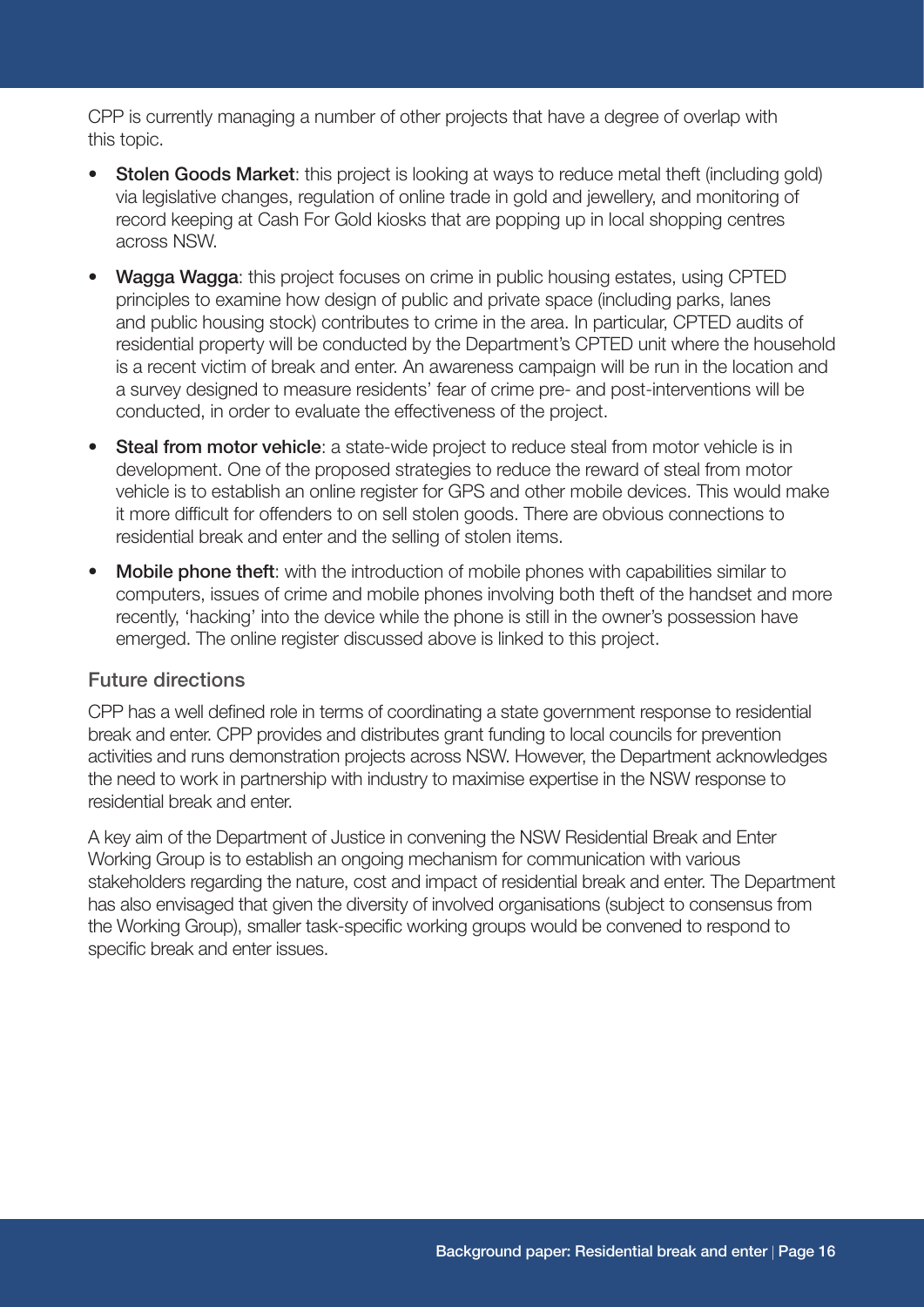CPP is currently managing a number of other projects that have a degree of overlap with this topic.

- **Stolen Goods Market**: this project is looking at ways to reduce metal theft (including gold) via legislative changes, regulation of online trade in gold and jewellery, and monitoring of record keeping at Cash For Gold kiosks that are popping up in local shopping centres across NSW.
- **Wagga Wagga**: this project focuses on crime in public housing estates, using CPTED principles to examine how design of public and private space (including parks, lanes and public housing stock) contributes to crime in the area. In particular, CPTED audits of residential property will be conducted by the Department's CPTED unit where the household is a recent victim of break and enter. An awareness campaign will be run in the location and a survey designed to measure residents' fear of crime pre- and post-interventions will be conducted, in order to evaluate the effectiveness of the project.
- **Steal from motor vehicle**: a state-wide project to reduce steal from motor vehicle is in development. One of the proposed strategies to reduce the reward of steal from motor vehicle is to establish an online register for GPS and other mobile devices. This would make it more difficult for offenders to on sell stolen goods. There are obvious connections to residential break and enter and the selling of stolen items.
- **Mobile phone theft**: with the introduction of mobile phones with capabilities similar to computers, issues of crime and mobile phones involving both theft of the handset and more recently, 'hacking' into the device while the phone is still in the owner's possession have emerged. The online register discussed above is linked to this project.

### Future directions

CPP has a well defined role in terms of coordinating a state government response to residential break and enter. CPP provides and distributes grant funding to local councils for prevention activities and runs demonstration projects across NSW. However, the Department acknowledges the need to work in partnership with industry to maximise expertise in the NSW response to residential break and enter.

A key aim of the Department of Justice in convening the NSW Residential Break and Enter Working Group is to establish an ongoing mechanism for communication with various stakeholders regarding the nature, cost and impact of residential break and enter. The Department has also envisaged that given the diversity of involved organisations (subject to consensus from the Working Group), smaller task-specific working groups would be convened to respond to specific break and enter issues.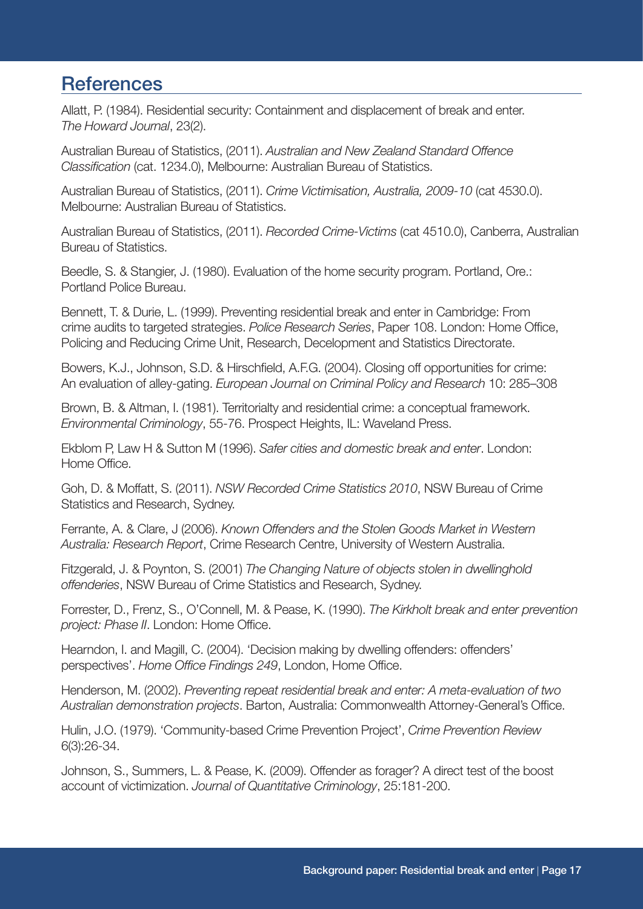## References

Allatt, P. (1984). Residential security: Containment and displacement of break and enter. *The Howard Journal*, 23(2).

Australian Bureau of Statistics, (2011). *Australian and New Zealand Standard Offence Classification* (cat. 1234.0), Melbourne: Australian Bureau of Statistics.

Australian Bureau of Statistics, (2011). *Crime Victimisation, Australia, 2009-10* (cat 4530.0). Melbourne: Australian Bureau of Statistics.

Australian Bureau of Statistics, (2011). *Recorded Crime-Victims* (cat 4510.0), Canberra, Australian Bureau of Statistics.

Beedle, S. & Stangier, J. (1980). Evaluation of the home security program. Portland, Ore.: Portland Police Bureau.

Bennett, T. & Durie, L. (1999). Preventing residential break and enter in Cambridge: From crime audits to targeted strategies. *Police Research Series*, Paper 108. London: Home Office, Policing and Reducing Crime Unit, Research, Decelopment and Statistics Directorate.

Bowers, K.J., Johnson, S.D. & Hirschfield, A.F.G. (2004). Closing off opportunities for crime: An evaluation of alley-gating. *European Journal on Criminal Policy and Research* 10: 285–308

Brown, B. & Altman, I. (1981). Territorialty and residential crime: a conceptual framework. *Environmental Criminology*, 55-76. Prospect Heights, IL: Waveland Press.

Ekblom P, Law H & Sutton M (1996). *Safer cities and domestic break and enter*. London: Home Office.

Goh, D. & Moffatt, S. (2011). *NSW Recorded Crime Statistics 2010*, NSW Bureau of Crime Statistics and Research, Sydney.

Ferrante, A. & Clare, J (2006). *Known Offenders and the Stolen Goods Market in Western Australia: Research Report*, Crime Research Centre, University of Western Australia.

Fitzgerald, J. & Poynton, S. (2001) *The Changing Nature of objects stolen in dwellinghold offenderies*, NSW Bureau of Crime Statistics and Research, Sydney.

Forrester, D., Frenz, S., O'Connell, M. & Pease, K. (1990). *The Kirkholt break and enter prevention project: Phase II*. London: Home Office.

Hearndon, I. and Magill, C. (2004). 'Decision making by dwelling offenders: offenders' perspectives'. *Home Office Findings 249*, London, Home Office.

Henderson, M. (2002). *Preventing repeat residential break and enter: A meta-evaluation of two Australian demonstration projects*. Barton, Australia: Commonwealth Attorney-General's Office.

Hulin, J.O. (1979). 'Community-based Crime Prevention Project', *Crime Prevention Review* 6(3):26-34.

Johnson, S., Summers, L. & Pease, K. (2009). Offender as forager? A direct test of the boost account of victimization. *Journal of Quantitative Criminology*, 25:181-200.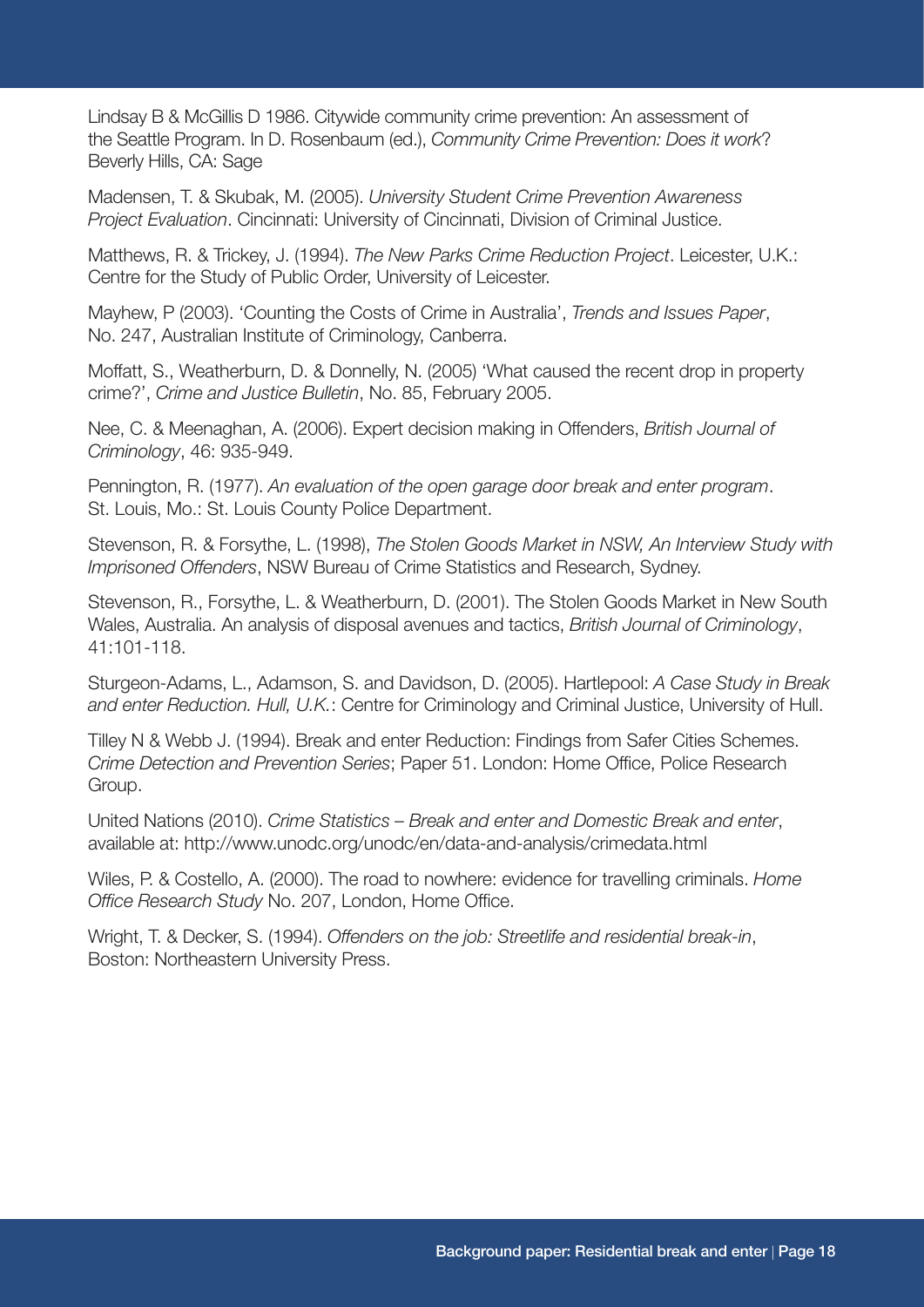Lindsay B & McGillis D 1986. Citywide community crime prevention: An assessment of the Seattle Program. In D. Rosenbaum (ed.), *Community Crime Prevention: Does it work*? Beverly Hills, CA: Sage

Madensen, T. & Skubak, M. (2005). *University Student Crime Prevention Awareness Project Evaluation*. Cincinnati: University of Cincinnati, Division of Criminal Justice.

Matthews, R. & Trickey, J. (1994). *The New Parks Crime Reduction Project*. Leicester, U.K.: Centre for the Study of Public Order, University of Leicester.

Mayhew, P (2003). 'Counting the Costs of Crime in Australia', *Trends and Issues Paper*, No. 247, Australian Institute of Criminology, Canberra.

Moffatt, S., Weatherburn, D. & Donnelly, N. (2005) 'What caused the recent drop in property crime?', *Crime and Justice Bulletin*, No. 85, February 2005.

Nee, C. & Meenaghan, A. (2006). Expert decision making in Offenders, *British Journal of Criminology*, 46: 935-949.

Pennington, R. (1977). *An evaluation of the open garage door break and enter program*. St. Louis, Mo.: St. Louis County Police Department.

Stevenson, R. & Forsythe, L. (1998), *The Stolen Goods Market in NSW, An Interview Study with Imprisoned Offenders*, NSW Bureau of Crime Statistics and Research, Sydney.

Stevenson, R., Forsythe, L. & Weatherburn, D. (2001). The Stolen Goods Market in New South Wales, Australia. An analysis of disposal avenues and tactics, *British Journal of Criminology*, 41:101-118.

Sturgeon-Adams, L., Adamson, S. and Davidson, D. (2005). Hartlepool: *A Case Study in Break and enter Reduction. Hull, U.K.*: Centre for Criminology and Criminal Justice, University of Hull.

Tilley N & Webb J. (1994). Break and enter Reduction: Findings from Safer Cities Schemes. *Crime Detection and Prevention Series*; Paper 51. London: Home Office, Police Research Group.

United Nations (2010). *Crime Statistics – Break and enter and Domestic Break and enter*, available at: http://www.unodc.org/unodc/en/data-and-analysis/crimedata.html

Wiles, P. & Costello, A. (2000). The road to nowhere: evidence for travelling criminals. *Home Office Research Study* No. 207, London, Home Office.

Wright, T. & Decker, S. (1994). *Offenders on the job: Streetlife and residential break-in*, Boston: Northeastern University Press.